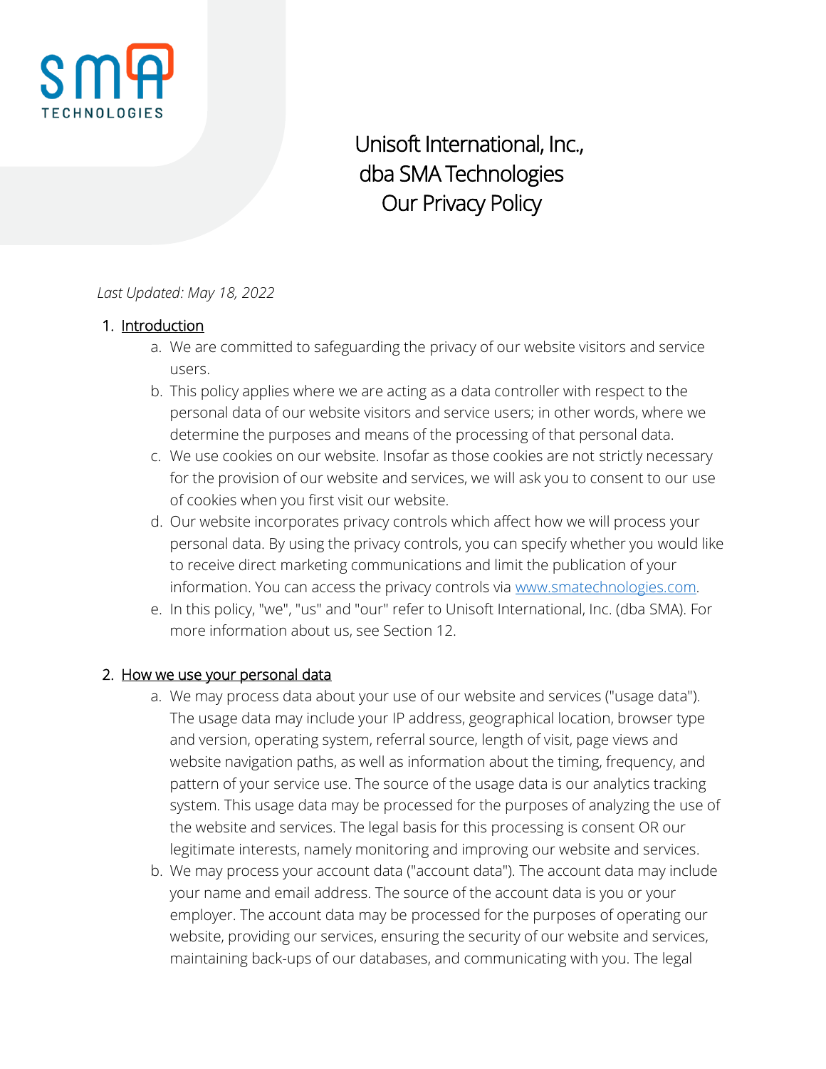# Unisoft International, Inc.,
# dba SMA Technologies
# Our Privacy Policy

*Last Updated: May 18, 2022*

1. Introduction
   a. We are committed to safeguarding the privacy of our website visitors and service users.
   b. This policy applies where we are acting as a data controller with respect to the personal data of our website visitors and service users; in other words, where we determine the purposes and means of the processing of that personal data.
   c. We use cookies on our website. Insofar as those cookies are not strictly necessary for the provision of our website and services, we will ask you to consent to our use of cookies when you first visit our website.
   d. Our website incorporates privacy controls which affect how we will process your personal data. By using the privacy controls, you can specify whether you would like to receive direct marketing communications and limit the publication of your information. You can access the privacy controls via www.smatechnologies.com.
   e. In this policy, "we", "us" and "our" refer to Unisoft International, Inc. (dba SMA). For more information about us, see Section 12.

2. How we use your personal data
   a. We may process data about your use of our website and services ("usage data"). The usage data may include your IP address, geographical location, browser type and version, operating system, referral source, length of visit, page views and website navigation paths, as well as information about the timing, frequency, and pattern of your service use. The source of the usage data is our analytics tracking system. This usage data may be processed for the purposes of analyzing the use of the website and services. The legal basis for this processing is consent OR our legitimate interests, namely monitoring and improving our website and services.
   b. We may process your account data ("account data"). The account data may include your name and email address. The source of the account data is you or your employer. The account data may be processed for the purposes of operating our website, providing our services, ensuring the security of our website and services, maintaining back-ups of our databases, and communicating with you. The legal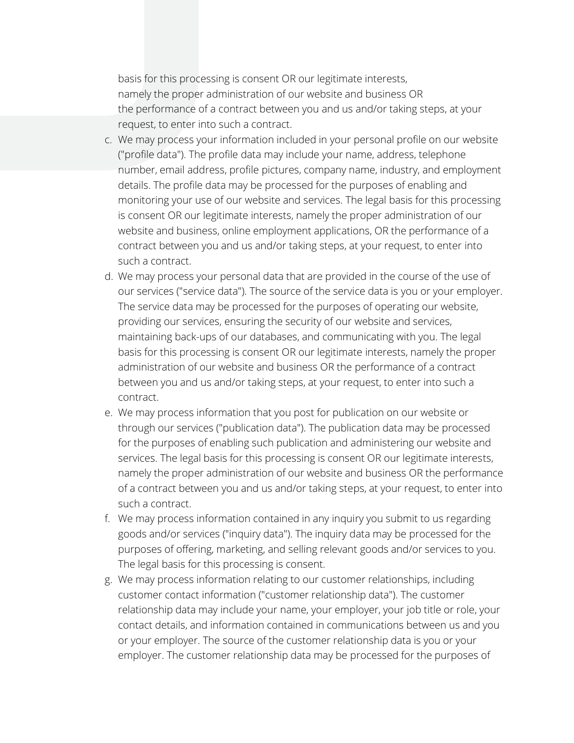basis for this processing is consent OR our legitimate interests, namely the proper administration of our website and business OR the performance of a contract between you and us and/or taking steps, at your request, to enter into such a contract.

c. We may process your information included in your personal profile on our website ("profile data"). The profile data may include your name, address, telephone number, email address, profile pictures, company name, industry, and employment details. The profile data may be processed for the purposes of enabling and monitoring your use of our website and services. The legal basis for this processing is consent OR our legitimate interests, namely the proper administration of our website and business, online employment applications, OR the performance of a contract between you and us and/or taking steps, at your request, to enter into such a contract.
d. We may process your personal data that are provided in the course of the use of our services ("service data"). The source of the service data is you or your employer. The service data may be processed for the purposes of operating our website, providing our services, ensuring the security of our website and services, maintaining back-ups of our databases, and communicating with you. The legal basis for this processing is consent OR our legitimate interests, namely the proper administration of our website and business OR the performance of a contract between you and us and/or taking steps, at your request, to enter into such a contract.
e. We may process information that you post for publication on our website or through our services ("publication data"). The publication data may be processed for the purposes of enabling such publication and administering our website and services. The legal basis for this processing is consent OR our legitimate interests, namely the proper administration of our website and business OR the performance of a contract between you and us and/or taking steps, at your request, to enter into such a contract.
f. We may process information contained in any inquiry you submit to us regarding goods and/or services ("inquiry data"). The inquiry data may be processed for the purposes of offering, marketing, and selling relevant goods and/or services to you. The legal basis for this processing is consent.
g. We may process information relating to our customer relationships, including customer contact information ("customer relationship data"). The customer relationship data may include your name, your employer, your job title or role, your contact details, and information contained in communications between us and you or your employer. The source of the customer relationship data is you or your employer. The customer relationship data may be processed for the purposes of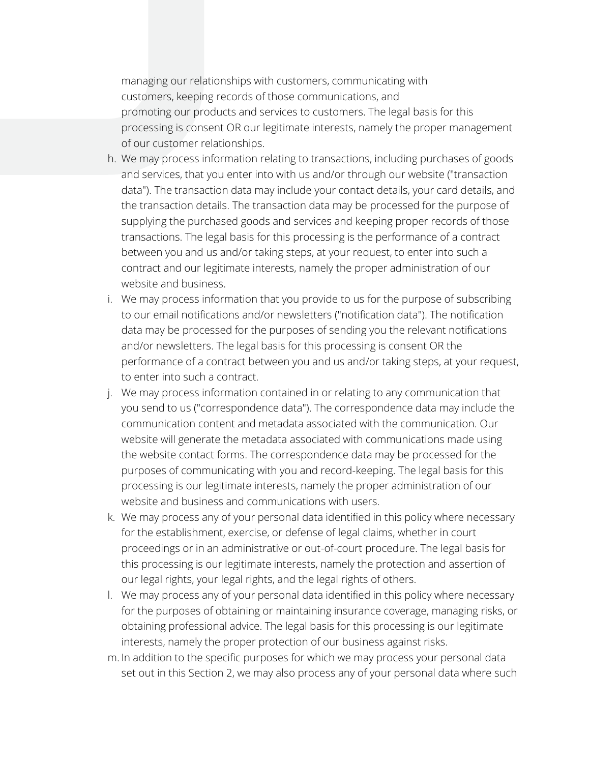managing our relationships with customers, communicating with customers, keeping records of those communications, and promoting our products and services to customers. The legal basis for this processing is consent OR our legitimate interests, namely the proper management of our customer relationships.

h. We may process information relating to transactions, including purchases of goods and services, that you enter into with us and/or through our website ("transaction data"). The transaction data may include your contact details, your card details, and the transaction details. The transaction data may be processed for the purpose of supplying the purchased goods and services and keeping proper records of those transactions. The legal basis for this processing is the performance of a contract between you and us and/or taking steps, at your request, to enter into such a contract and our legitimate interests, namely the proper administration of our website and business.
i. We may process information that you provide to us for the purpose of subscribing to our email notifications and/or newsletters ("notification data"). The notification data may be processed for the purposes of sending you the relevant notifications and/or newsletters. The legal basis for this processing is consent OR the performance of a contract between you and us and/or taking steps, at your request, to enter into such a contract.
j. We may process information contained in or relating to any communication that you send to us ("correspondence data"). The correspondence data may include the communication content and metadata associated with the communication. Our website will generate the metadata associated with communications made using the website contact forms. The correspondence data may be processed for the purposes of communicating with you and record-keeping. The legal basis for this processing is our legitimate interests, namely the proper administration of our website and business and communications with users.
k. We may process any of your personal data identified in this policy where necessary for the establishment, exercise, or defense of legal claims, whether in court proceedings or in an administrative or out-of-court procedure. The legal basis for this processing is our legitimate interests, namely the protection and assertion of our legal rights, your legal rights, and the legal rights of others.
l. We may process any of your personal data identified in this policy where necessary for the purposes of obtaining or maintaining insurance coverage, managing risks, or obtaining professional advice. The legal basis for this processing is our legitimate interests, namely the proper protection of our business against risks.
m. In addition to the specific purposes for which we may process your personal data set out in this Section 2, we may also process any of your personal data where such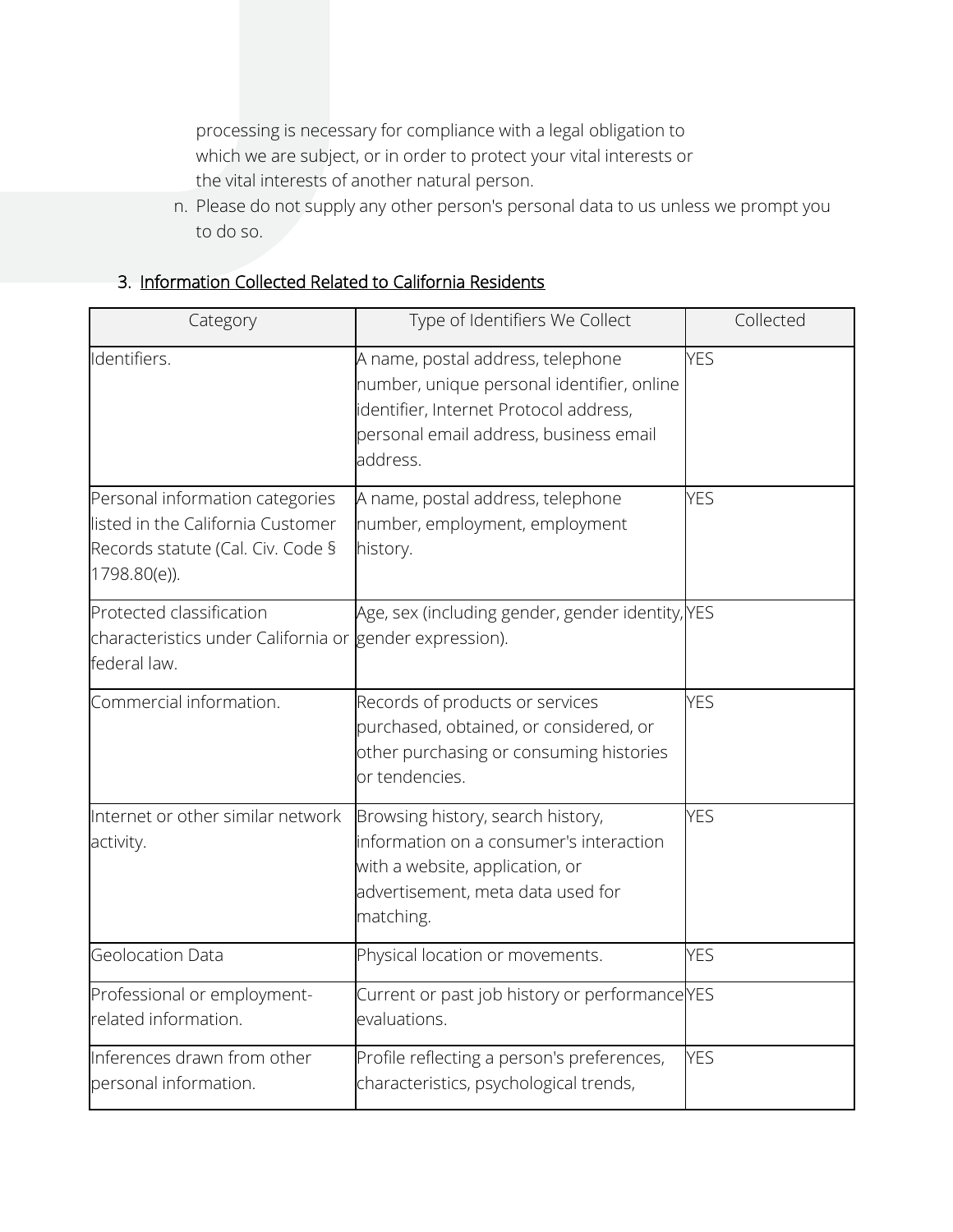processing is necessary for compliance with a legal obligation to which we are subject, or in order to protect your vital interests or the vital interests of another natural person.

n. Please do not supply any other person's personal data to us unless we prompt you to do so.

3. Information Collected Related to California Residents

| Category | Type of Identifiers We Collect | Collected |
|---|---|---|
| Identifiers. | A name, postal address, telephone number, unique personal identifier, online identifier, Internet Protocol address, personal email address, business email address. | YES |
| Personal information categories listed in the California Customer Records statute (Cal. Civ. Code § 1798.80(e)). | A name, postal address, telephone number, employment, employment history. | YES |
| Protected classification characteristics under California or federal law. | Age, sex (including gender, gender identity, gender expression). | YES |
| Commercial information. | Records of products or services purchased, obtained, or considered, or other purchasing or consuming histories or tendencies. | YES |
| Internet or other similar network activity. | Browsing history, search history, information on a consumer's interaction with a website, application, or advertisement, meta data used for matching. | YES |
| Geolocation Data | Physical location or movements. | YES |
| Professional or employment-related information. | Current or past job history or performance evaluations. | YES |
| Inferences drawn from other personal information. | Profile reflecting a person's preferences, characteristics, psychological trends, | YES |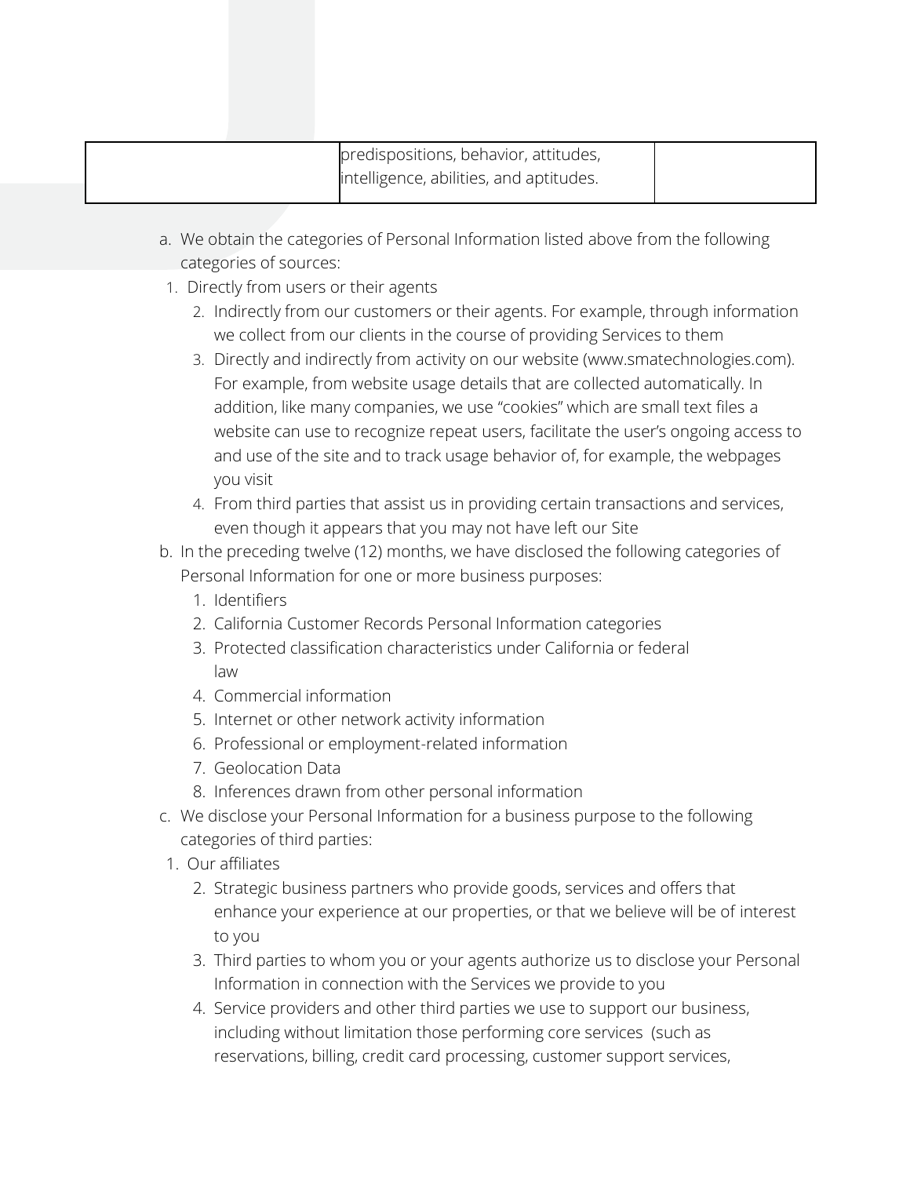| | predispositions, behavior, attitudes, intelligence, abilities, and aptitudes. | |
|---|---|---|

a. We obtain the categories of Personal Information listed above from the following categories of sources:
   1. Directly from users or their agents
   2. Indirectly from our customers or their agents. For example, through information we collect from our clients in the course of providing Services to them
   3. Directly and indirectly from activity on our website (www.smatechnologies.com). For example, from website usage details that are collected automatically. In addition, like many companies, we use "cookies" which are small text files a website can use to recognize repeat users, facilitate the user's ongoing access to and use of the site and to track usage behavior of, for example, the webpages you visit
   4. From third parties that assist us in providing certain transactions and services, even though it appears that you may not have left our Site

b. In the preceding twelve (12) months, we have disclosed the following categories of Personal Information for one or more business purposes:
   1. Identifiers
   2. California Customer Records Personal Information categories
   3. Protected classification characteristics under California or federal law
   4. Commercial information
   5. Internet or other network activity information
   6. Professional or employment-related information
   7. Geolocation Data
   8. Inferences drawn from other personal information

c. We disclose your Personal Information for a business purpose to the following categories of third parties:
   1. Our affiliates
   2. Strategic business partners who provide goods, services and offers that enhance your experience at our properties, or that we believe will be of interest to you
   3. Third parties to whom you or your agents authorize us to disclose your Personal Information in connection with the Services we provide to you
   4. Service providers and other third parties we use to support our business, including without limitation those performing core services (such as reservations, billing, credit card processing, customer support services,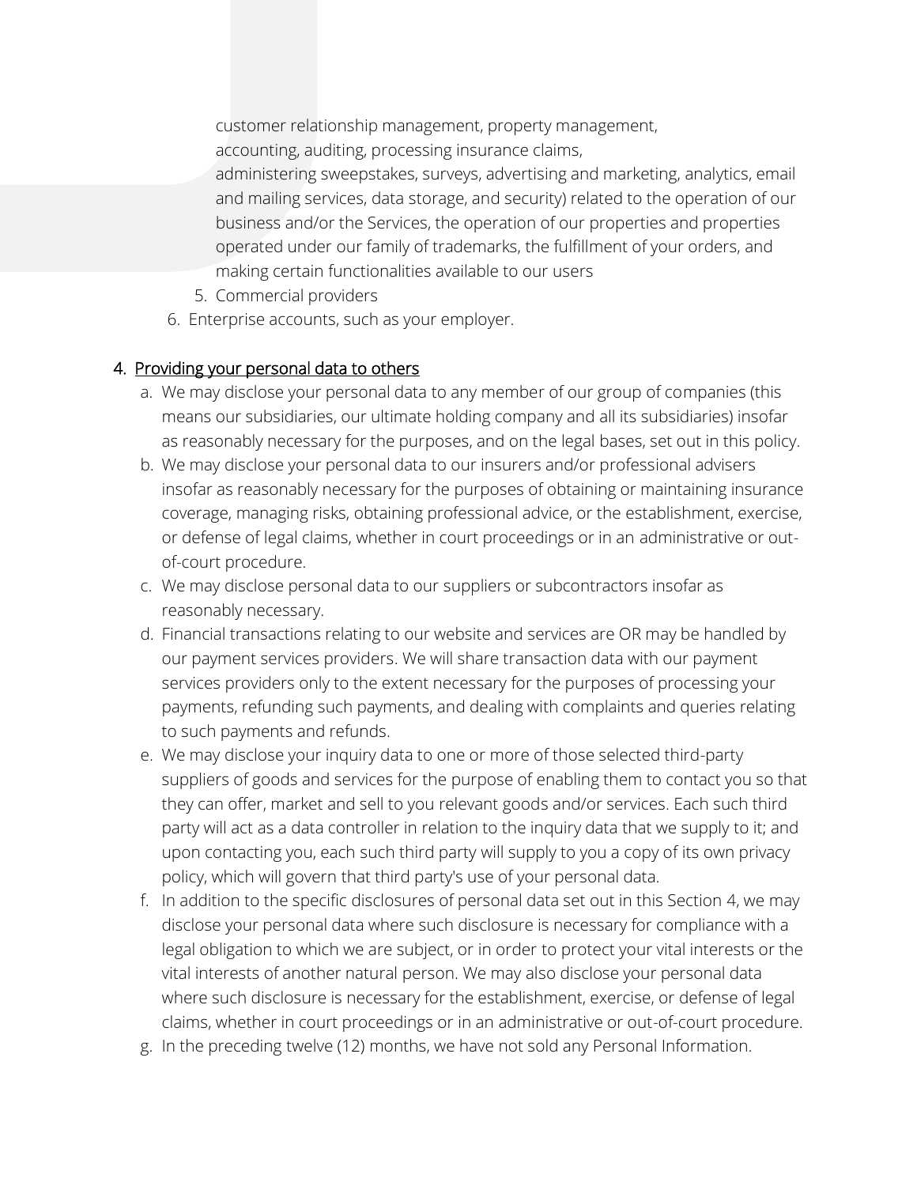customer relationship management, property management, accounting, auditing, processing insurance claims, administering sweepstakes, surveys, advertising and marketing, analytics, email and mailing services, data storage, and security) related to the operation of our business and/or the Services, the operation of our properties and properties operated under our family of trademarks, the fulfillment of your orders, and making certain functionalities available to our users

   5. Commercial providers

6. Enterprise accounts, such as your employer.

4. <u>Providing your personal data to others</u>
   a. We may disclose your personal data to any member of our group of companies (this means our subsidiaries, our ultimate holding company and all its subsidiaries) insofar as reasonably necessary for the purposes, and on the legal bases, set out in this policy.
   b. We may disclose your personal data to our insurers and/or professional advisers insofar as reasonably necessary for the purposes of obtaining or maintaining insurance coverage, managing risks, obtaining professional advice, or the establishment, exercise, or defense of legal claims, whether in court proceedings or in an administrative or out-of-court procedure.
   c. We may disclose personal data to our suppliers or subcontractors insofar as reasonably necessary.
   d. Financial transactions relating to our website and services are OR may be handled by our payment services providers. We will share transaction data with our payment services providers only to the extent necessary for the purposes of processing your payments, refunding such payments, and dealing with complaints and queries relating to such payments and refunds.
   e. We may disclose your inquiry data to one or more of those selected third-party suppliers of goods and services for the purpose of enabling them to contact you so that they can offer, market and sell to you relevant goods and/or services. Each such third party will act as a data controller in relation to the inquiry data that we supply to it; and upon contacting you, each such third party will supply to you a copy of its own privacy policy, which will govern that third party's use of your personal data.
   f. In addition to the specific disclosures of personal data set out in this Section 4, we may disclose your personal data where such disclosure is necessary for compliance with a legal obligation to which we are subject, or in order to protect your vital interests or the vital interests of another natural person. We may also disclose your personal data where such disclosure is necessary for the establishment, exercise, or defense of legal claims, whether in court proceedings or in an administrative or out-of-court procedure.
   g. In the preceding twelve (12) months, we have not sold any Personal Information.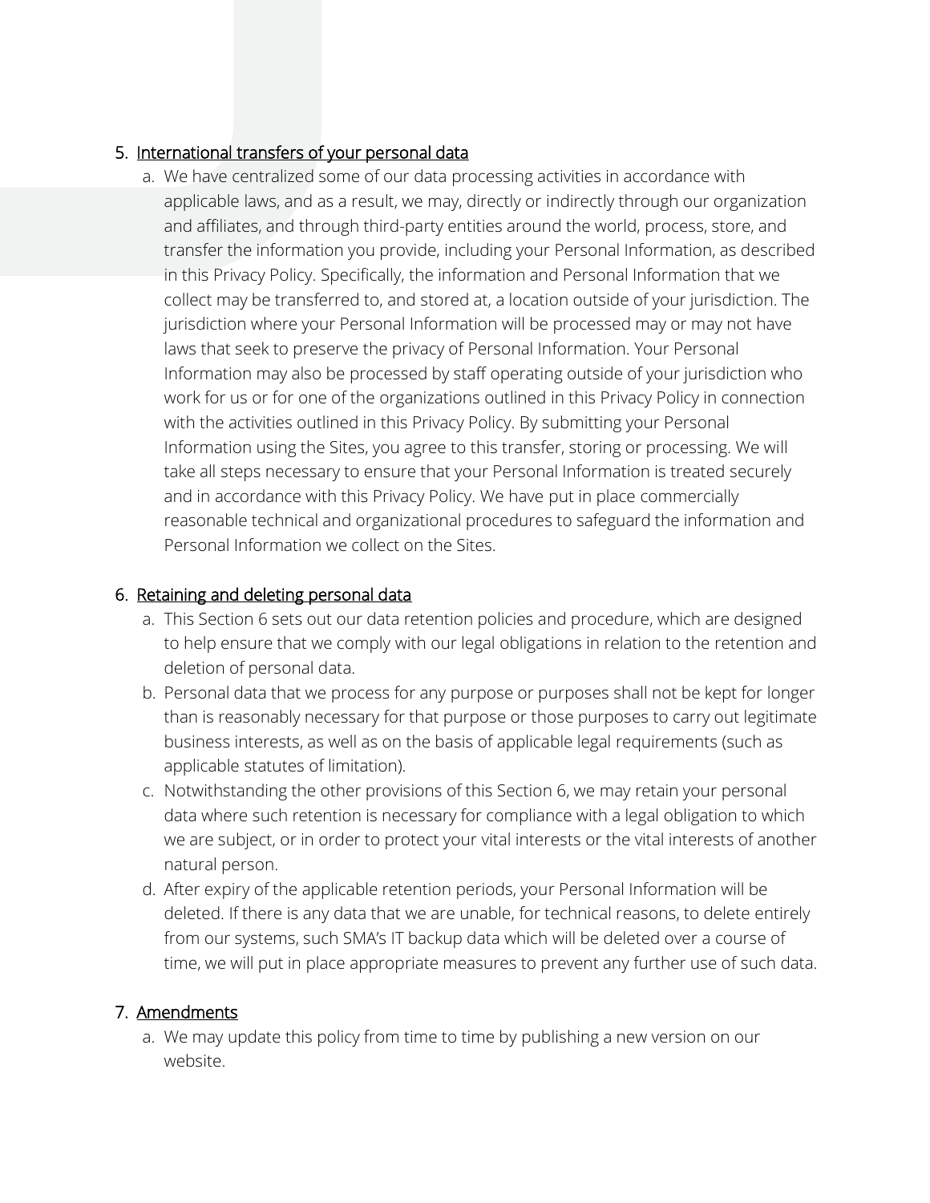5. International transfers of your personal data
    a. We have centralized some of our data processing activities in accordance with applicable laws, and as a result, we may, directly or indirectly through our organization and affiliates, and through third-party entities around the world, process, store, and transfer the information you provide, including your Personal Information, as described in this Privacy Policy. Specifically, the information and Personal Information that we collect may be transferred to, and stored at, a location outside of your jurisdiction. The jurisdiction where your Personal Information will be processed may or may not have laws that seek to preserve the privacy of Personal Information. Your Personal Information may also be processed by staff operating outside of your jurisdiction who work for us or for one of the organizations outlined in this Privacy Policy in connection with the activities outlined in this Privacy Policy. By submitting your Personal Information using the Sites, you agree to this transfer, storing or processing. We will take all steps necessary to ensure that your Personal Information is treated securely and in accordance with this Privacy Policy. We have put in place commercially reasonable technical and organizational procedures to safeguard the information and Personal Information we collect on the Sites.

6. Retaining and deleting personal data
    a. This Section 6 sets out our data retention policies and procedure, which are designed to help ensure that we comply with our legal obligations in relation to the retention and deletion of personal data.
    b. Personal data that we process for any purpose or purposes shall not be kept for longer than is reasonably necessary for that purpose or those purposes to carry out legitimate business interests, as well as on the basis of applicable legal requirements (such as applicable statutes of limitation).
    c. Notwithstanding the other provisions of this Section 6, we may retain your personal data where such retention is necessary for compliance with a legal obligation to which we are subject, or in order to protect your vital interests or the vital interests of another natural person.
    d. After expiry of the applicable retention periods, your Personal Information will be deleted. If there is any data that we are unable, for technical reasons, to delete entirely from our systems, such SMA's IT backup data which will be deleted over a course of time, we will put in place appropriate measures to prevent any further use of such data.

7. Amendments
    a. We may update this policy from time to time by publishing a new version on our website.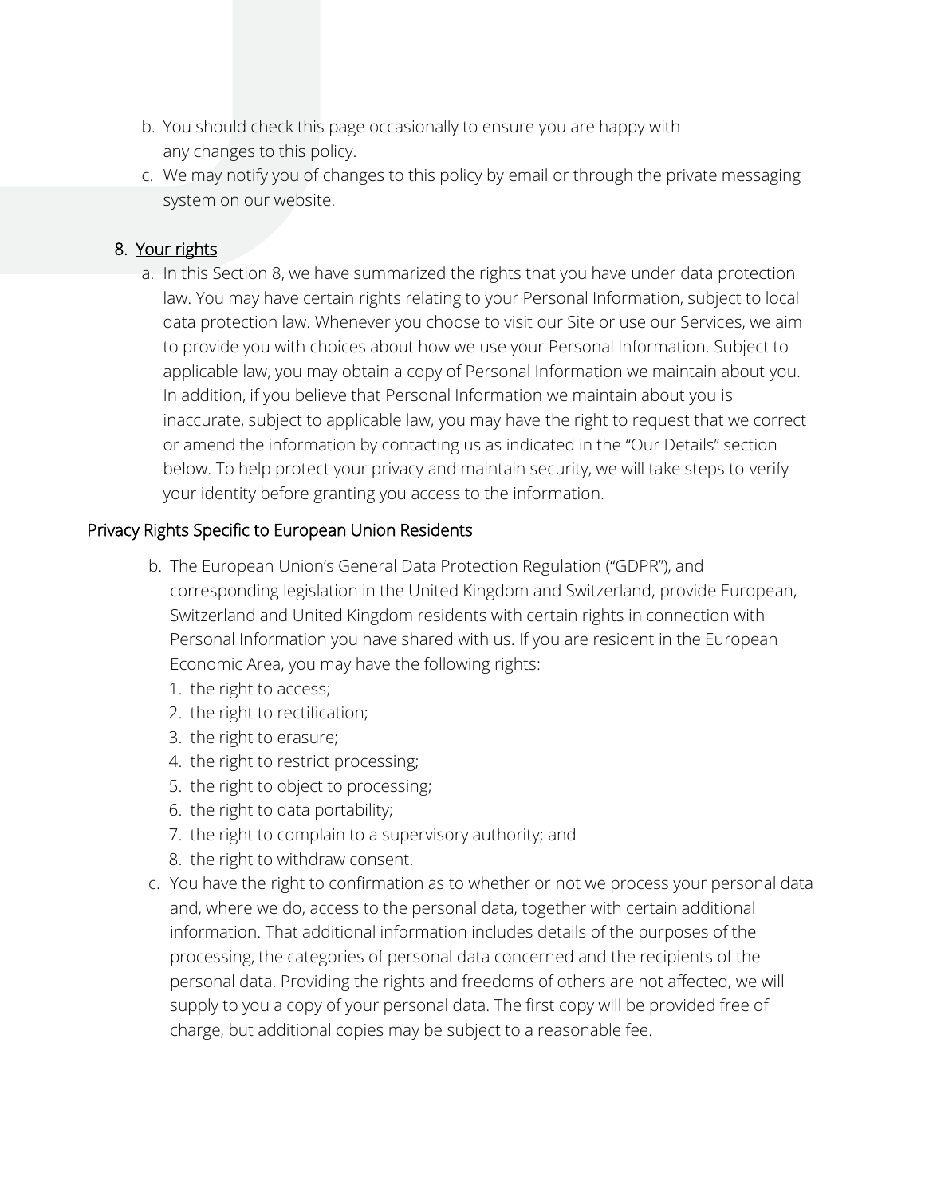b. You should check this page occasionally to ensure you are happy with any changes to this policy.
c. We may notify you of changes to this policy by email or through the private messaging system on our website.

## 8. Your rights

a. In this Section 8, we have summarized the rights that you have under data protection law. You may have certain rights relating to your Personal Information, subject to local data protection law. Whenever you choose to visit our Site or use our Services, we aim to provide you with choices about how we use your Personal Information. Subject to applicable law, you may obtain a copy of Personal Information we maintain about you. In addition, if you believe that Personal Information we maintain about you is inaccurate, subject to applicable law, you may have the right to request that we correct or amend the information by contacting us as indicated in the "Our Details" section below. To help protect your privacy and maintain security, we will take steps to verify your identity before granting you access to the information.

### Privacy Rights Specific to European Union Residents

b. The European Union's General Data Protection Regulation ("GDPR"), and corresponding legislation in the United Kingdom and Switzerland, provide European, Switzerland and United Kingdom residents with certain rights in connection with Personal Information you have shared with us. If you are resident in the European Economic Area, you may have the following rights:
   1. the right to access;
   2. the right to rectification;
   3. the right to erasure;
   4. the right to restrict processing;
   5. the right to object to processing;
   6. the right to data portability;
   7. the right to complain to a supervisory authority; and
   8. the right to withdraw consent.

c. You have the right to confirmation as to whether or not we process your personal data and, where we do, access to the personal data, together with certain additional information. That additional information includes details of the purposes of the processing, the categories of personal data concerned and the recipients of the personal data. Providing the rights and freedoms of others are not affected, we will supply to you a copy of your personal data. The first copy will be provided free of charge, but additional copies may be subject to a reasonable fee.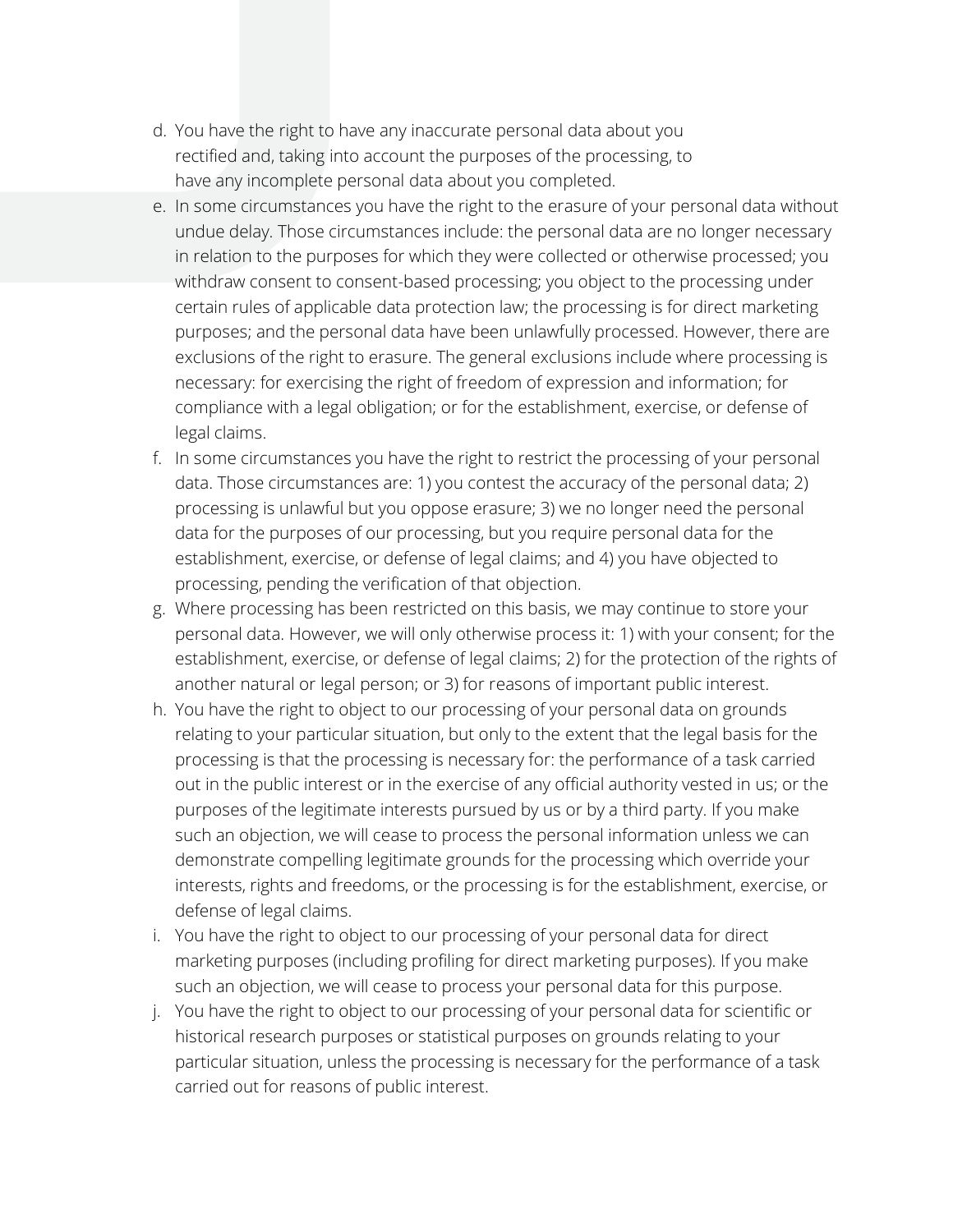d. You have the right to have any inaccurate personal data about you rectified and, taking into account the purposes of the processing, to have any incomplete personal data about you completed.

e. In some circumstances you have the right to the erasure of your personal data without undue delay. Those circumstances include: the personal data are no longer necessary in relation to the purposes for which they were collected or otherwise processed; you withdraw consent to consent-based processing; you object to the processing under certain rules of applicable data protection law; the processing is for direct marketing purposes; and the personal data have been unlawfully processed. However, there are exclusions of the right to erasure. The general exclusions include where processing is necessary: for exercising the right of freedom of expression and information; for compliance with a legal obligation; or for the establishment, exercise, or defense of legal claims.

f. In some circumstances you have the right to restrict the processing of your personal data. Those circumstances are: 1) you contest the accuracy of the personal data; 2) processing is unlawful but you oppose erasure; 3) we no longer need the personal data for the purposes of our processing, but you require personal data for the establishment, exercise, or defense of legal claims; and 4) you have objected to processing, pending the verification of that objection.

g. Where processing has been restricted on this basis, we may continue to store your personal data. However, we will only otherwise process it: 1) with your consent; for the establishment, exercise, or defense of legal claims; 2) for the protection of the rights of another natural or legal person; or 3) for reasons of important public interest.

h. You have the right to object to our processing of your personal data on grounds relating to your particular situation, but only to the extent that the legal basis for the processing is that the processing is necessary for: the performance of a task carried out in the public interest or in the exercise of any official authority vested in us; or the purposes of the legitimate interests pursued by us or by a third party. If you make such an objection, we will cease to process the personal information unless we can demonstrate compelling legitimate grounds for the processing which override your interests, rights and freedoms, or the processing is for the establishment, exercise, or defense of legal claims.

i. You have the right to object to our processing of your personal data for direct marketing purposes (including profiling for direct marketing purposes). If you make such an objection, we will cease to process your personal data for this purpose.

j. You have the right to object to our processing of your personal data for scientific or historical research purposes or statistical purposes on grounds relating to your particular situation, unless the processing is necessary for the performance of a task carried out for reasons of public interest.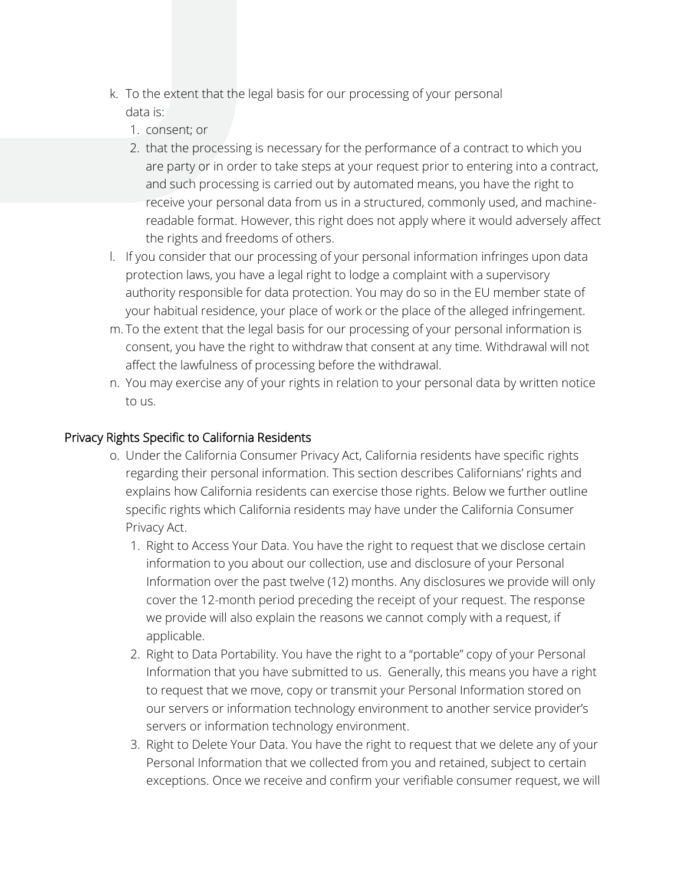k. To the extent that the legal basis for our processing of your personal data is:
   1. consent; or
   2. that the processing is necessary for the performance of a contract to which you are party or in order to take steps at your request prior to entering into a contract, and such processing is carried out by automated means, you have the right to receive your personal data from us in a structured, commonly used, and machine-readable format. However, this right does not apply where it would adversely affect the rights and freedoms of others.

l. If you consider that our processing of your personal information infringes upon data protection laws, you have a legal right to lodge a complaint with a supervisory authority responsible for data protection. You may do so in the EU member state of your habitual residence, your place of work or the place of the alleged infringement.

m. To the extent that the legal basis for our processing of your personal information is consent, you have the right to withdraw that consent at any time. Withdrawal will not affect the lawfulness of processing before the withdrawal.

n. You may exercise any of your rights in relation to your personal data by written notice to us.

## Privacy Rights Specific to California Residents

o. Under the California Consumer Privacy Act, California residents have specific rights regarding their personal information. This section describes Californians' rights and explains how California residents can exercise those rights. Below we further outline specific rights which California residents may have under the California Consumer Privacy Act.
   1. Right to Access Your Data. You have the right to request that we disclose certain information to you about our collection, use and disclosure of your Personal Information over the past twelve (12) months. Any disclosures we provide will only cover the 12-month period preceding the receipt of your request. The response we provide will also explain the reasons we cannot comply with a request, if applicable.
   2. Right to Data Portability. You have the right to a "portable" copy of your Personal Information that you have submitted to us. Generally, this means you have a right to request that we move, copy or transmit your Personal Information stored on our servers or information technology environment to another service provider's servers or information technology environment.
   3. Right to Delete Your Data. You have the right to request that we delete any of your Personal Information that we collected from you and retained, subject to certain exceptions. Once we receive and confirm your verifiable consumer request, we will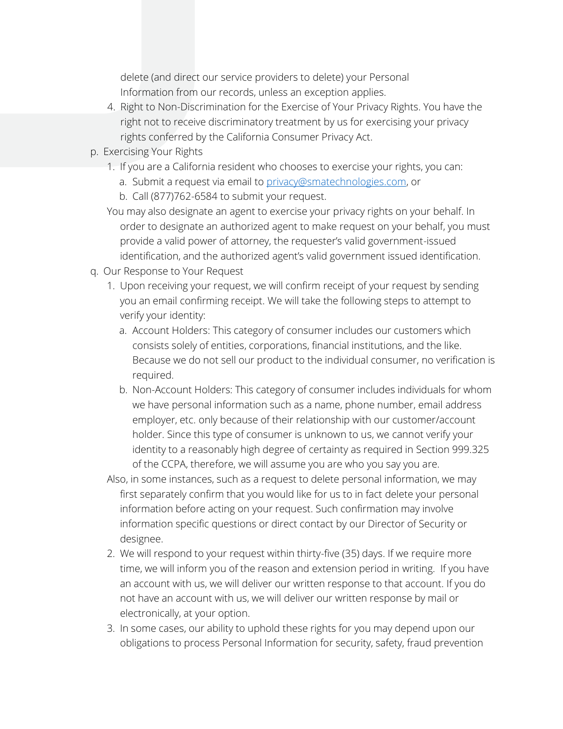delete (and direct our service providers to delete) your Personal Information from our records, unless an exception applies.

4. Right to Non-Discrimination for the Exercise of Your Privacy Rights. You have the right not to receive discriminatory treatment by us for exercising your privacy rights conferred by the California Consumer Privacy Act.

p. Exercising Your Rights

1. If you are a California resident who chooses to exercise your rights, you can:
   a. Submit a request via email to [privacy@smatechnologies.com](mailto:privacy@smatechnologies.com), or
   b. Call (877)762-6584 to submit your request.

You may also designate an agent to exercise your privacy rights on your behalf. In order to designate an authorized agent to make request on your behalf, you must provide a valid power of attorney, the requester's valid government-issued identification, and the authorized agent's valid government issued identification.

q. Our Response to Your Request

1. Upon receiving your request, we will confirm receipt of your request by sending you an email confirming receipt. We will take the following steps to attempt to verify your identity:
   a. Account Holders: This category of consumer includes our customers which consists solely of entities, corporations, financial institutions, and the like. Because we do not sell our product to the individual consumer, no verification is required.
   b. Non-Account Holders: This category of consumer includes individuals for whom we have personal information such as a name, phone number, email address employer, etc. only because of their relationship with our customer/account holder. Since this type of consumer is unknown to us, we cannot verify your identity to a reasonably high degree of certainty as required in Section 999.325 of the CCPA, therefore, we will assume you are who you say you are.

Also, in some instances, such as a request to delete personal information, we may first separately confirm that you would like for us to in fact delete your personal information before acting on your request. Such confirmation may involve information specific questions or direct contact by our Director of Security or designee.

2. We will respond to your request within thirty-five (35) days. If we require more time, we will inform you of the reason and extension period in writing. If you have an account with us, we will deliver our written response to that account. If you do not have an account with us, we will deliver our written response by mail or electronically, at your option.
3. In some cases, our ability to uphold these rights for you may depend upon our obligations to process Personal Information for security, safety, fraud prevention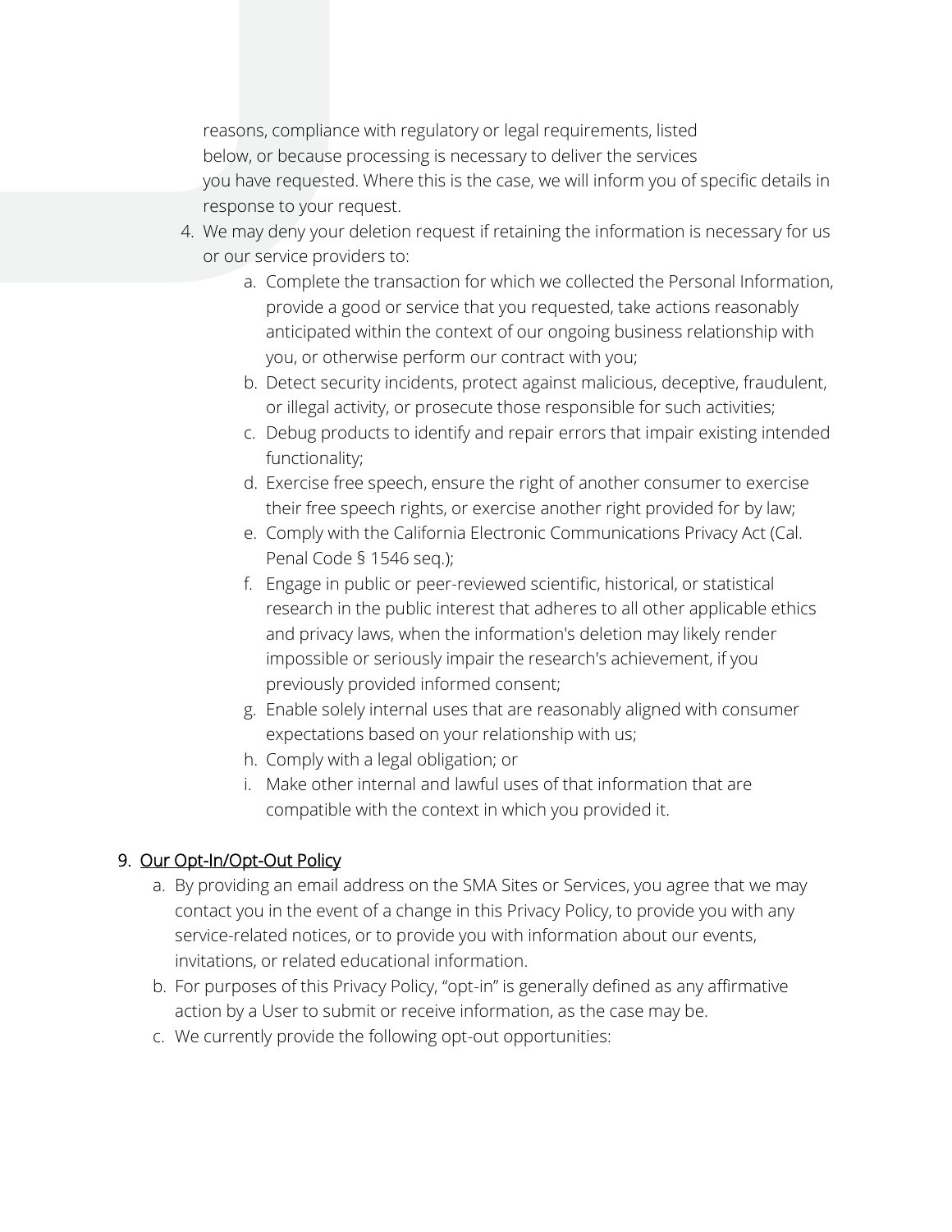reasons, compliance with regulatory or legal requirements, listed below, or because processing is necessary to deliver the services you have requested. Where this is the case, we will inform you of specific details in response to your request.

4. We may deny your deletion request if retaining the information is necessary for us or our service providers to:
    a. Complete the transaction for which we collected the Personal Information, provide a good or service that you requested, take actions reasonably anticipated within the context of our ongoing business relationship with you, or otherwise perform our contract with you;
    b. Detect security incidents, protect against malicious, deceptive, fraudulent, or illegal activity, or prosecute those responsible for such activities;
    c. Debug products to identify and repair errors that impair existing intended functionality;
    d. Exercise free speech, ensure the right of another consumer to exercise their free speech rights, or exercise another right provided for by law;
    e. Comply with the California Electronic Communications Privacy Act (Cal. Penal Code § 1546 seq.);
    f. Engage in public or peer-reviewed scientific, historical, or statistical research in the public interest that adheres to all other applicable ethics and privacy laws, when the information's deletion may likely render impossible or seriously impair the research's achievement, if you previously provided informed consent;
    g. Enable solely internal uses that are reasonably aligned with consumer expectations based on your relationship with us;
    h. Comply with a legal obligation; or
    i. Make other internal and lawful uses of that information that are compatible with the context in which you provided it.

9. Our Opt-In/Opt-Out Policy
    a. By providing an email address on the SMA Sites or Services, you agree that we may contact you in the event of a change in this Privacy Policy, to provide you with any service-related notices, or to provide you with information about our events, invitations, or related educational information.
    b. For purposes of this Privacy Policy, "opt-in" is generally defined as any affirmative action by a User to submit or receive information, as the case may be.
    c. We currently provide the following opt-out opportunities: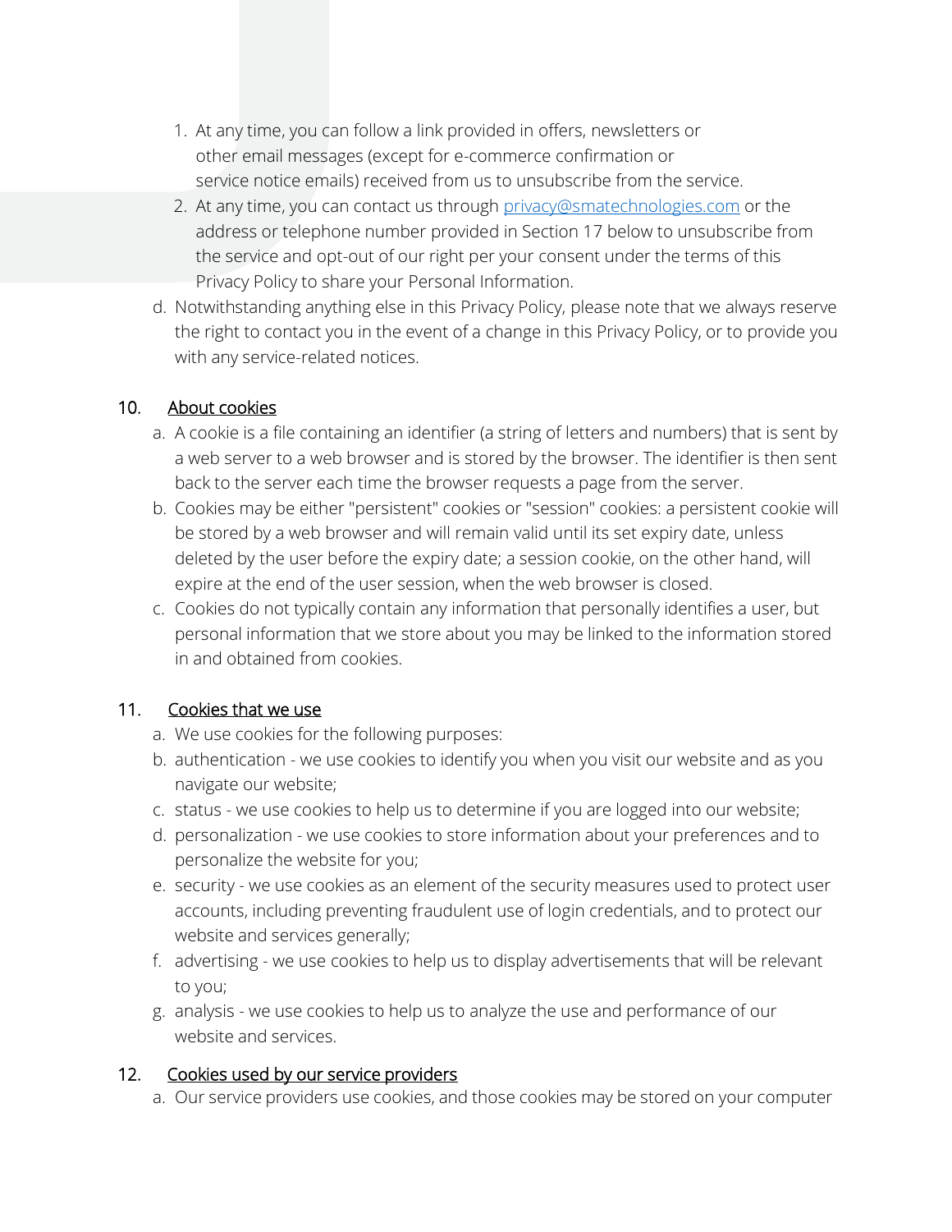1. At any time, you can follow a link provided in offers, newsletters or other email messages (except for e-commerce confirmation or service notice emails) received from us to unsubscribe from the service.
2. At any time, you can contact us through [privacy@smatechnologies.com](mailto:privacy@smatechnologies.com) or the address or telephone number provided in Section 17 below to unsubscribe from the service and opt-out of our right per your consent under the terms of this Privacy Policy to share your Personal Information.

d. Notwithstanding anything else in this Privacy Policy, please note that we always reserve the right to contact you in the event of a change in this Privacy Policy, or to provide you with any service-related notices.

## 10. About cookies

a. A cookie is a file containing an identifier (a string of letters and numbers) that is sent by a web server to a web browser and is stored by the browser. The identifier is then sent back to the server each time the browser requests a page from the server.

b. Cookies may be either "persistent" cookies or "session" cookies: a persistent cookie will be stored by a web browser and will remain valid until its set expiry date, unless deleted by the user before the expiry date; a session cookie, on the other hand, will expire at the end of the user session, when the web browser is closed.

c. Cookies do not typically contain any information that personally identifies a user, but personal information that we store about you may be linked to the information stored in and obtained from cookies.

## 11. Cookies that we use

a. We use cookies for the following purposes:

b. authentication - we use cookies to identify you when you visit our website and as you navigate our website;

c. status - we use cookies to help us to determine if you are logged into our website;

d. personalization - we use cookies to store information about your preferences and to personalize the website for you;

e. security - we use cookies as an element of the security measures used to protect user accounts, including preventing fraudulent use of login credentials, and to protect our website and services generally;

f. advertising - we use cookies to help us to display advertisements that will be relevant to you;

g. analysis - we use cookies to help us to analyze the use and performance of our website and services.

## 12. Cookies used by our service providers

a. Our service providers use cookies, and those cookies may be stored on your computer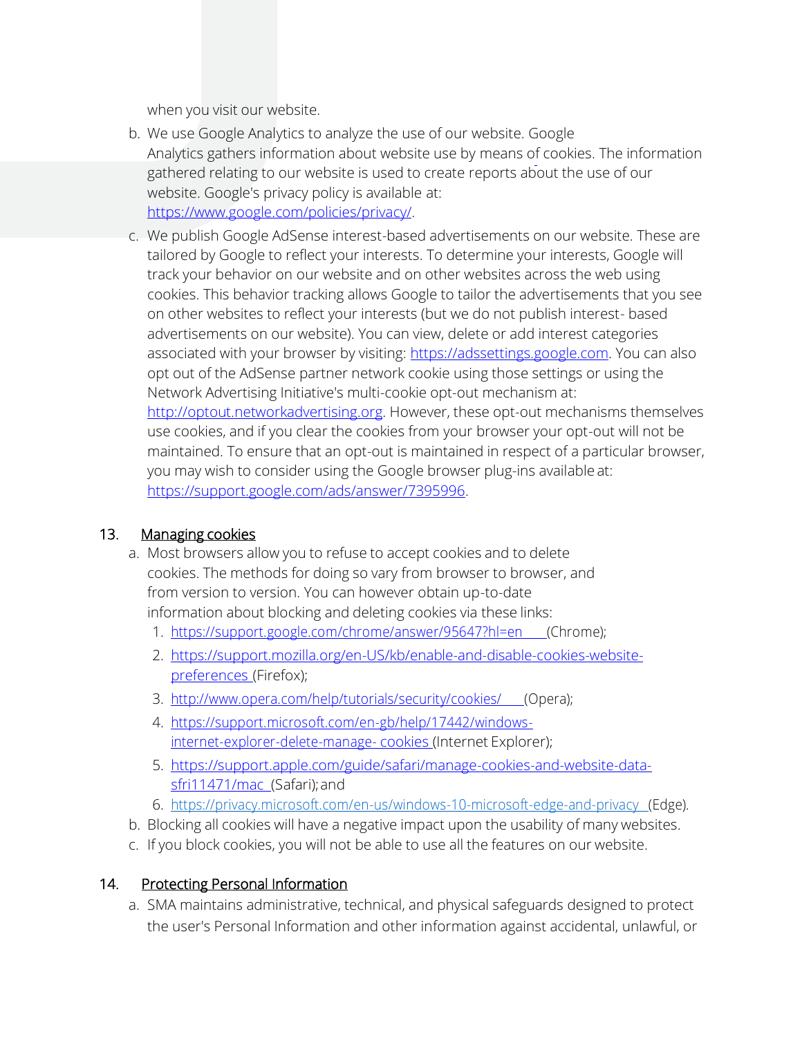when you visit our website.

b. We use Google Analytics to analyze the use of our website. Google Analytics gathers information about website use by means of cookies. The information gathered relating to our website is used to create reports about the use of our website. Google's privacy policy is available at: [https://www.google.com/policies/privacy/](https://www.google.com/policies/privacy/).

c. We publish Google AdSense interest-based advertisements on our website. These are tailored by Google to reflect your interests. To determine your interests, Google will track your behavior on our website and on other websites across the web using cookies. This behavior tracking allows Google to tailor the advertisements that you see on other websites to reflect your interests (but we do not publish interest- based advertisements on our website). You can view, delete or add interest categories associated with your browser by visiting: [https://adssettings.google.com](https://adssettings.google.com). You can also opt out of the AdSense partner network cookie using those settings or using the Network Advertising Initiative's multi-cookie opt-out mechanism at: [http://optout.networkadvertising.org](http://optout.networkadvertising.org). However, these opt-out mechanisms themselves use cookies, and if you clear the cookies from your browser your opt-out will not be maintained. To ensure that an opt-out is maintained in respect of a particular browser, you may wish to consider using the Google browser plug-ins available at: [https://support.google.com/ads/answer/7395996](https://support.google.com/ads/answer/7395996).

## 13. Managing cookies

a. Most browsers allow you to refuse to accept cookies and to delete cookies. The methods for doing so vary from browser to browser, and from version to version. You can however obtain up-to-date information about blocking and deleting cookies via these links:

1. [https://support.google.com/chrome/answer/95647?hl=en](https://support.google.com/chrome/answer/95647?hl=en) (Chrome);
2. [https://support.mozilla.org/en-US/kb/enable-and-disable-cookies-website-preferences](https://support.mozilla.org/en-US/kb/enable-and-disable-cookies-website-preferences) (Firefox);
3. [http://www.opera.com/help/tutorials/security/cookies/](http://www.opera.com/help/tutorials/security/cookies/) (Opera);
4. [https://support.microsoft.com/en-gb/help/17442/windows-internet-explorer-delete-manage- cookies](https://support.microsoft.com/en-gb/help/17442/windows-internet-explorer-delete-manage-cookies) (Internet Explorer);
5. [https://support.apple.com/guide/safari/manage-cookies-and-website-data-sfri11471/mac](https://support.apple.com/guide/safari/manage-cookies-and-website-data-sfri11471/mac) (Safari); and
6. [https://privacy.microsoft.com/en-us/windows-10-microsoft-edge-and-privacy](https://privacy.microsoft.com/en-us/windows-10-microsoft-edge-and-privacy) (Edge).

b. Blocking all cookies will have a negative impact upon the usability of many websites.

c. If you block cookies, you will not be able to use all the features on our website.

## 14. Protecting Personal Information

a. SMA maintains administrative, technical, and physical safeguards designed to protect the user's Personal Information and other information against accidental, unlawful, or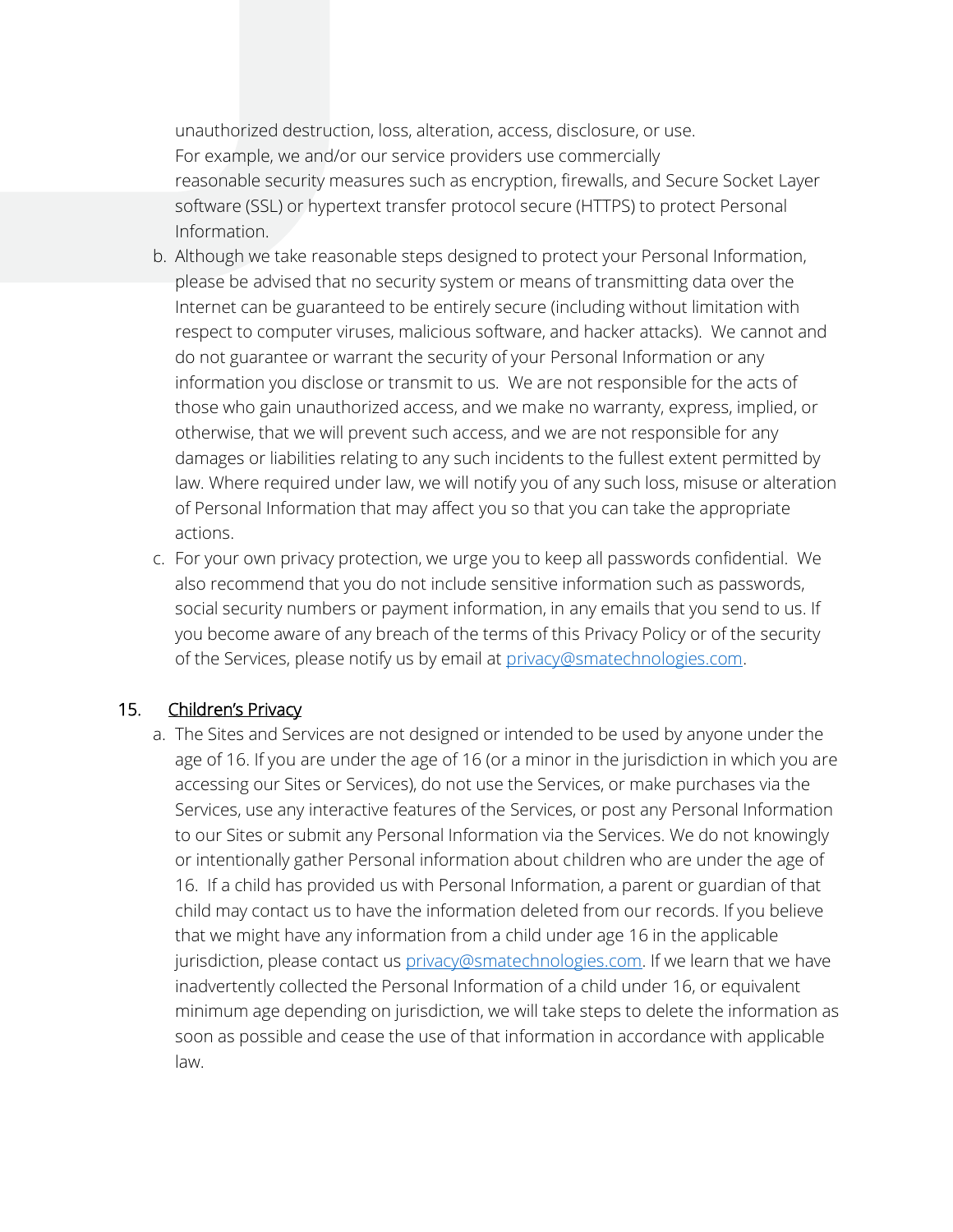unauthorized destruction, loss, alteration, access, disclosure, or use. For example, we and/or our service providers use commercially reasonable security measures such as encryption, firewalls, and Secure Socket Layer software (SSL) or hypertext transfer protocol secure (HTTPS) to protect Personal Information.

b. Although we take reasonable steps designed to protect your Personal Information, please be advised that no security system or means of transmitting data over the Internet can be guaranteed to be entirely secure (including without limitation with respect to computer viruses, malicious software, and hacker attacks). We cannot and do not guarantee or warrant the security of your Personal Information or any information you disclose or transmit to us. We are not responsible for the acts of those who gain unauthorized access, and we make no warranty, express, implied, or otherwise, that we will prevent such access, and we are not responsible for any damages or liabilities relating to any such incidents to the fullest extent permitted by law. Where required under law, we will notify you of any such loss, misuse or alteration of Personal Information that may affect you so that you can take the appropriate actions.

c. For your own privacy protection, we urge you to keep all passwords confidential. We also recommend that you do not include sensitive information such as passwords, social security numbers or payment information, in any emails that you send to us. If you become aware of any breach of the terms of this Privacy Policy or of the security of the Services, please notify us by email at [privacy@smatechnologies.com](mailto:privacy@smatechnologies.com).

## 15. Children's Privacy

a. The Sites and Services are not designed or intended to be used by anyone under the age of 16. If you are under the age of 16 (or a minor in the jurisdiction in which you are accessing our Sites or Services), do not use the Services, or make purchases via the Services, use any interactive features of the Services, or post any Personal Information to our Sites or submit any Personal Information via the Services. We do not knowingly or intentionally gather Personal information about children who are under the age of 16. If a child has provided us with Personal Information, a parent or guardian of that child may contact us to have the information deleted from our records. If you believe that we might have any information from a child under age 16 in the applicable jurisdiction, please contact us [privacy@smatechnologies.com](mailto:privacy@smatechnologies.com). If we learn that we have inadvertently collected the Personal Information of a child under 16, or equivalent minimum age depending on jurisdiction, we will take steps to delete the information as soon as possible and cease the use of that information in accordance with applicable law.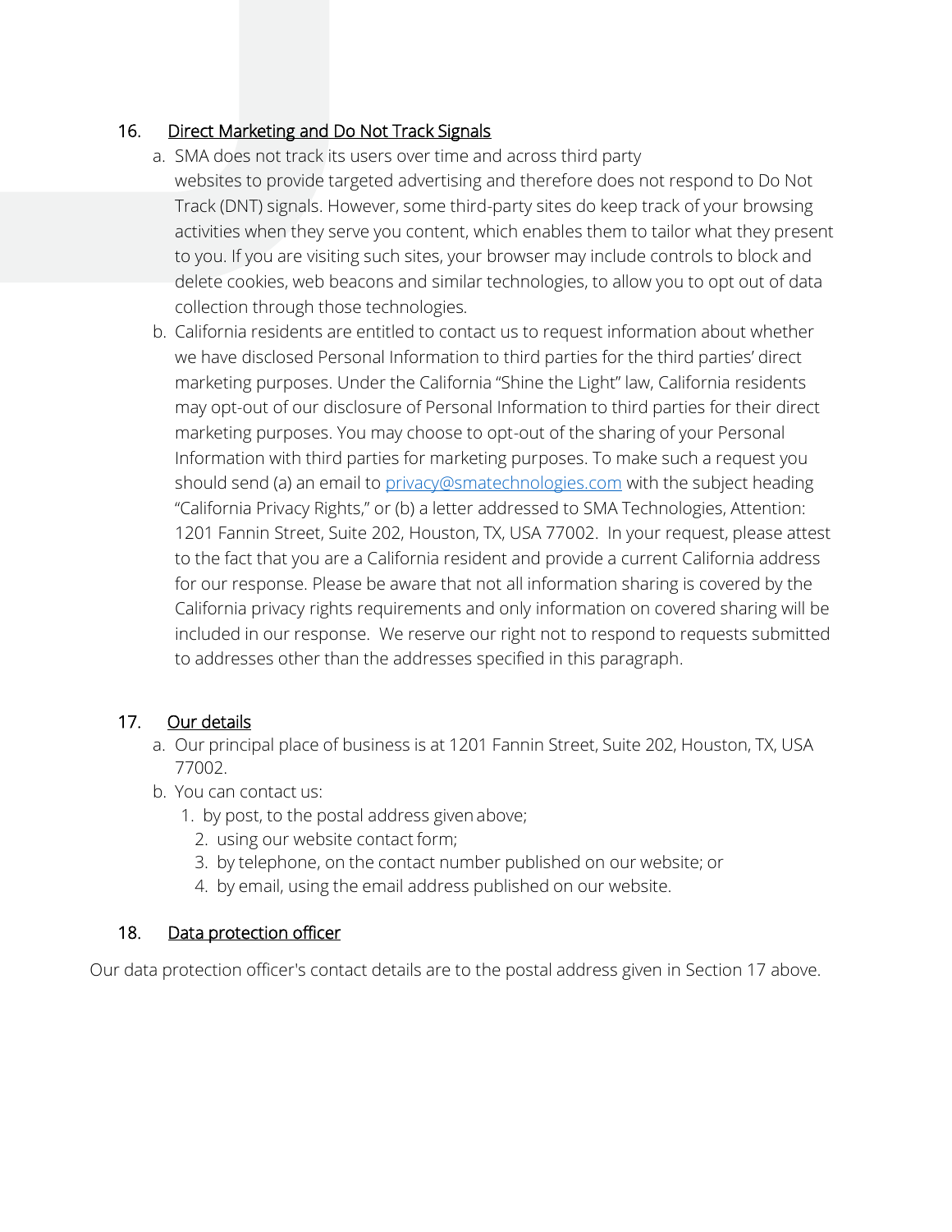## 16. Direct Marketing and Do Not Track Signals

a. SMA does not track its users over time and across third party websites to provide targeted advertising and therefore does not respond to Do Not Track (DNT) signals. However, some third-party sites do keep track of your browsing activities when they serve you content, which enables them to tailor what they present to you. If you are visiting such sites, your browser may include controls to block and delete cookies, web beacons and similar technologies, to allow you to opt out of data collection through those technologies.

b. California residents are entitled to contact us to request information about whether we have disclosed Personal Information to third parties for the third parties' direct marketing purposes. Under the California "Shine the Light" law, California residents may opt-out of our disclosure of Personal Information to third parties for their direct marketing purposes. You may choose to opt-out of the sharing of your Personal Information with third parties for marketing purposes. To make such a request you should send (a) an email to [privacy@smatechnologies.com](mailto:privacy@smatechnologies.com) with the subject heading "California Privacy Rights," or (b) a letter addressed to SMA Technologies, Attention: 1201 Fannin Street, Suite 202, Houston, TX, USA 77002. In your request, please attest to the fact that you are a California resident and provide a current California address for our response. Please be aware that not all information sharing is covered by the California privacy rights requirements and only information on covered sharing will be included in our response. We reserve our right not to respond to requests submitted to addresses other than the addresses specified in this paragraph.

## 17. Our details

a. Our principal place of business is at 1201 Fannin Street, Suite 202, Houston, TX, USA 77002.

b. You can contact us:

1. by post, to the postal address given above;
2. using our website contact form;
3. by telephone, on the contact number published on our website; or
4. by email, using the email address published on our website.

## 18. Data protection officer

Our data protection officer's contact details are to the postal address given in Section 17 above.